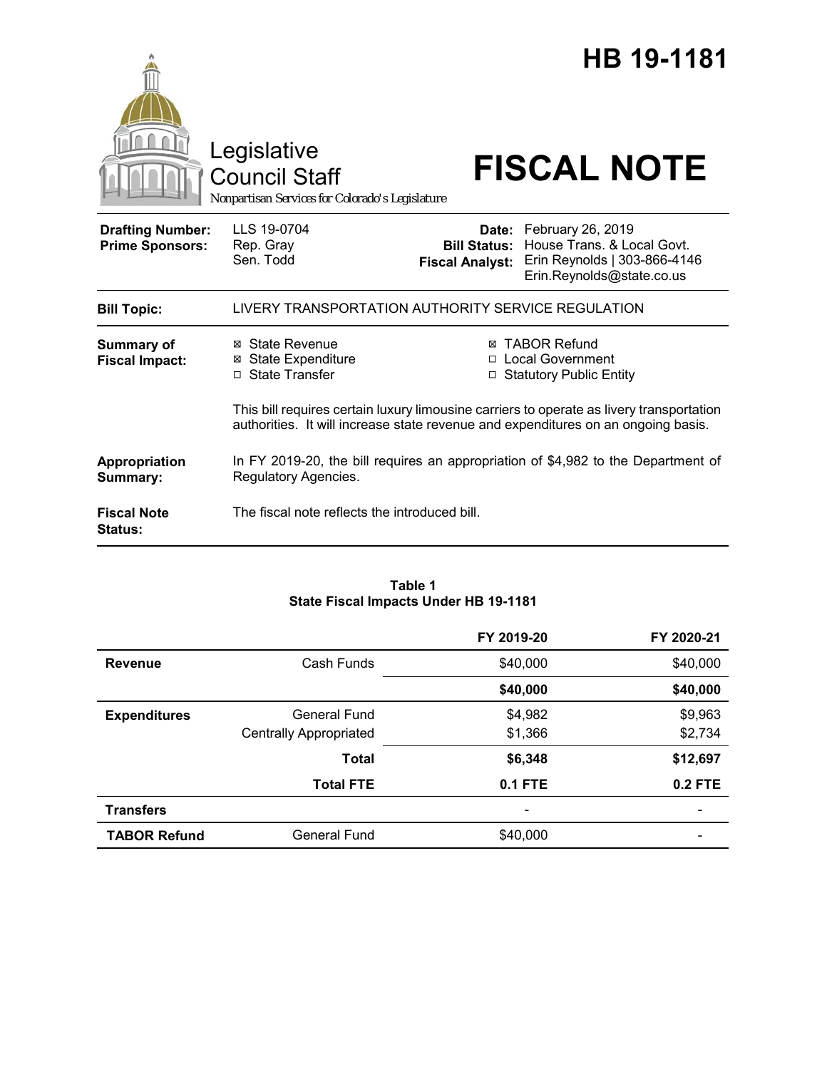# HB 19-1181

Legislative Council Staff

*Nonpartisan Services for Colorado's Legislature*

# FISCAL NOTE

| | | | |
|---|---|---|---|
| **Drafting Number:** | LLS 19-0704 | **Date:** | February 26, 2019 |
| **Prime Sponsors:** | Rep. Gray<br>Sen. Todd | **Bill Status:** | House Trans. & Local Govt. |
| | | **Fiscal Analyst:** | Erin Reynolds \| 303-866-4146<br>Erin.Reynolds@state.co.us |

**Bill Topic:** LIVERY TRANSPORTATION AUTHORITY SERVICE REGULATION

**Summary of Fiscal Impact:**

- ☒ State Revenue
- ☒ State Expenditure
- ☐ State Transfer
- ☒ TABOR Refund
- ☐ Local Government
- ☐ Statutory Public Entity

This bill requires certain luxury limousine carriers to operate as livery transportation authorities. It will increase state revenue and expenditures on an ongoing basis.

**Appropriation Summary:** In FY 2019-20, the bill requires an appropriation of $4,982 to the Department of Regulatory Agencies.

**Fiscal Note Status:** The fiscal note reflects the introduced bill.

**Table 1**
**State Fiscal Impacts Under HB 19-1181**

| | | FY 2019-20 | FY 2020-21 |
|---|---|---|---|
| **Revenue** | Cash Funds | $40,000 | $40,000 |
| | | **$40,000** | **$40,000** |
| **Expenditures** | General Fund | $4,982 | $9,963 |
| | Centrally Appropriated | $1,366 | $2,734 |
| | **Total** | **$6,348** | **$12,697** |
| | **Total FTE** | **0.1 FTE** | **0.2 FTE** |
| **Transfers** | | - | - |
| **TABOR Refund** | General Fund | $40,000 | - |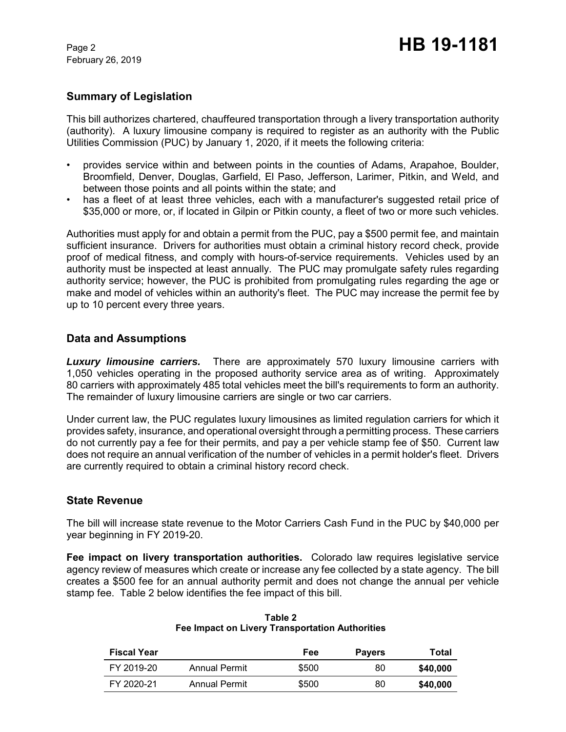## Summary of Legislation

This bill authorizes chartered, chauffeured transportation through a livery transportation authority (authority). A luxury limousine company is required to register as an authority with the Public Utilities Commission (PUC) by January 1, 2020, if it meets the following criteria:

- provides service within and between points in the counties of Adams, Arapahoe, Boulder, Broomfield, Denver, Douglas, Garfield, El Paso, Jefferson, Larimer, Pitkin, and Weld, and between those points and all points within the state; and
- has a fleet of at least three vehicles, each with a manufacturer's suggested retail price of $35,000 or more, or, if located in Gilpin or Pitkin county, a fleet of two or more such vehicles.

Authorities must apply for and obtain a permit from the PUC, pay a $500 permit fee, and maintain sufficient insurance. Drivers for authorities must obtain a criminal history record check, provide proof of medical fitness, and comply with hours-of-service requirements. Vehicles used by an authority must be inspected at least annually. The PUC may promulgate safety rules regarding authority service; however, the PUC is prohibited from promulgating rules regarding the age or make and model of vehicles within an authority's fleet. The PUC may increase the permit fee by up to 10 percent every three years.

## Data and Assumptions

***Luxury limousine carriers.*** There are approximately 570 luxury limousine carriers with 1,050 vehicles operating in the proposed authority service area as of writing. Approximately 80 carriers with approximately 485 total vehicles meet the bill's requirements to form an authority. The remainder of luxury limousine carriers are single or two car carriers.

Under current law, the PUC regulates luxury limousines as limited regulation carriers for which it provides safety, insurance, and operational oversight through a permitting process. These carriers do not currently pay a fee for their permits, and pay a per vehicle stamp fee of $50. Current law does not require an annual verification of the number of vehicles in a permit holder's fleet. Drivers are currently required to obtain a criminal history record check.

## State Revenue

The bill will increase state revenue to the Motor Carriers Cash Fund in the PUC by $40,000 per year beginning in FY 2019-20.

**Fee impact on livery transportation authorities.** Colorado law requires legislative service agency review of measures which create or increase any fee collected by a state agency. The bill creates a $500 fee for an annual authority permit and does not change the annual per vehicle stamp fee. Table 2 below identifies the fee impact of this bill.

**Table 2**
**Fee Impact on Livery Transportation Authorities**

| Fiscal Year | | Fee | Payers | Total |
|---|---|---|---|---|
| FY 2019-20 | Annual Permit | $500 | 80 | **$40,000** |
| FY 2020-21 | Annual Permit | $500 | 80 | **$40,000** |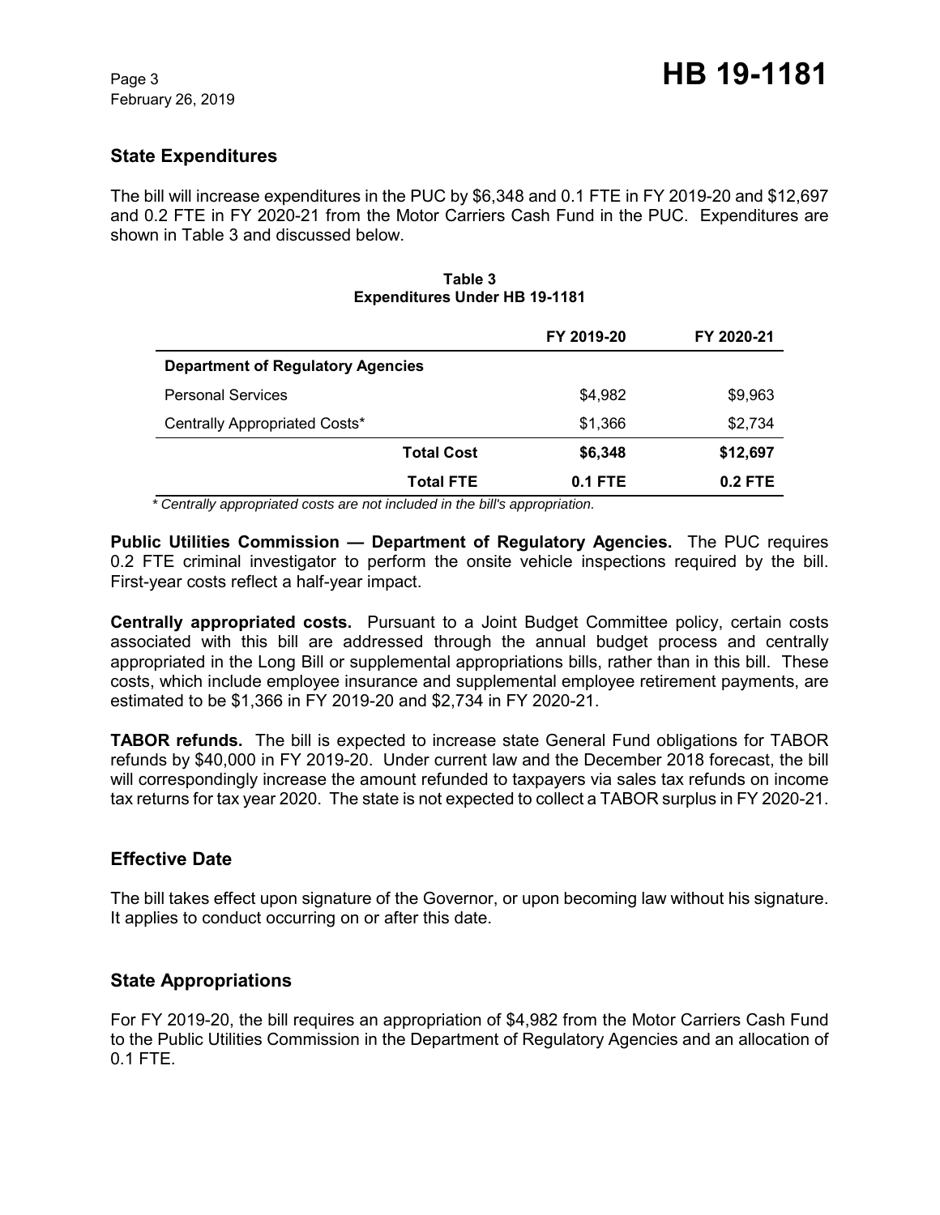## State Expenditures

The bill will increase expenditures in the PUC by $6,348 and 0.1 FTE in FY 2019-20 and $12,697 and 0.2 FTE in FY 2020-21 from the Motor Carriers Cash Fund in the PUC. Expenditures are shown in Table 3 and discussed below.

**Table 3**
**Expenditures Under HB 19-1181**

| | FY 2019-20 | FY 2020-21 |
|---|---|---|
| **Department of Regulatory Agencies** | | |
| Personal Services | $4,982 | $9,963 |
| Centrally Appropriated Costs* | $1,366 | $2,734 |
| **Total Cost** | **$6,348** | **$12,697** |
| **Total FTE** | **0.1 FTE** | **0.2 FTE** |

*\* Centrally appropriated costs are not included in the bill's appropriation.*

**Public Utilities Commission — Department of Regulatory Agencies.** The PUC requires 0.2 FTE criminal investigator to perform the onsite vehicle inspections required by the bill. First-year costs reflect a half-year impact.

**Centrally appropriated costs.** Pursuant to a Joint Budget Committee policy, certain costs associated with this bill are addressed through the annual budget process and centrally appropriated in the Long Bill or supplemental appropriations bills, rather than in this bill. These costs, which include employee insurance and supplemental employee retirement payments, are estimated to be $1,366 in FY 2019-20 and $2,734 in FY 2020-21.

**TABOR refunds.** The bill is expected to increase state General Fund obligations for TABOR refunds by $40,000 in FY 2019-20. Under current law and the December 2018 forecast, the bill will correspondingly increase the amount refunded to taxpayers via sales tax refunds on income tax returns for tax year 2020. The state is not expected to collect a TABOR surplus in FY 2020-21.

## Effective Date

The bill takes effect upon signature of the Governor, or upon becoming law without his signature. It applies to conduct occurring on or after this date.

## State Appropriations

For FY 2019-20, the bill requires an appropriation of $4,982 from the Motor Carriers Cash Fund to the Public Utilities Commission in the Department of Regulatory Agencies and an allocation of 0.1 FTE.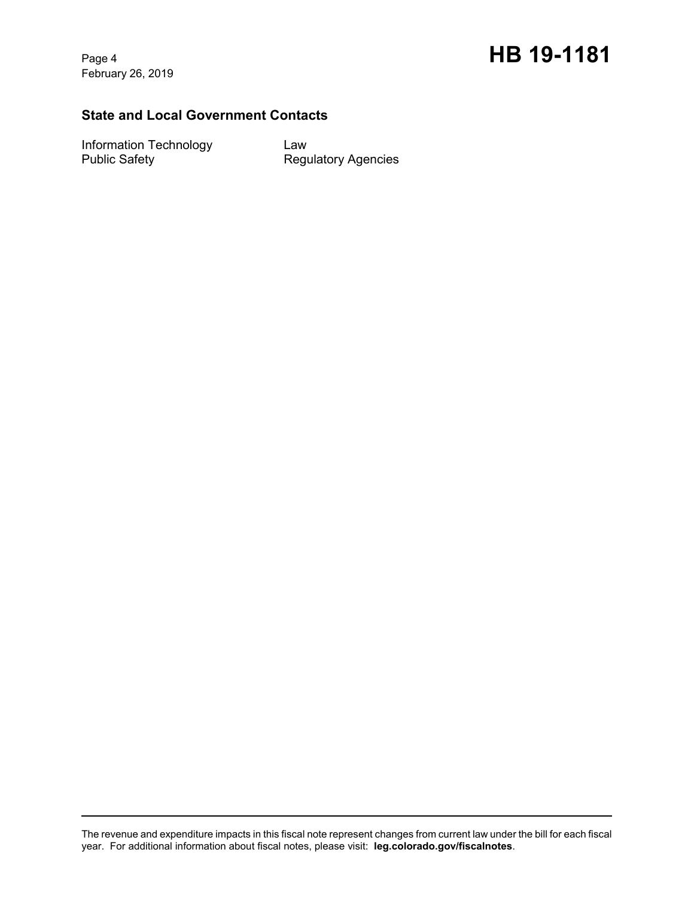## State and Local Government Contacts

| | |
|---|---|
| Information Technology | Law |
| Public Safety | Regulatory Agencies |

The revenue and expenditure impacts in this fiscal note represent changes from current law under the bill for each fiscal year. For additional information about fiscal notes, please visit: **leg.colorado.gov/fiscalnotes**.